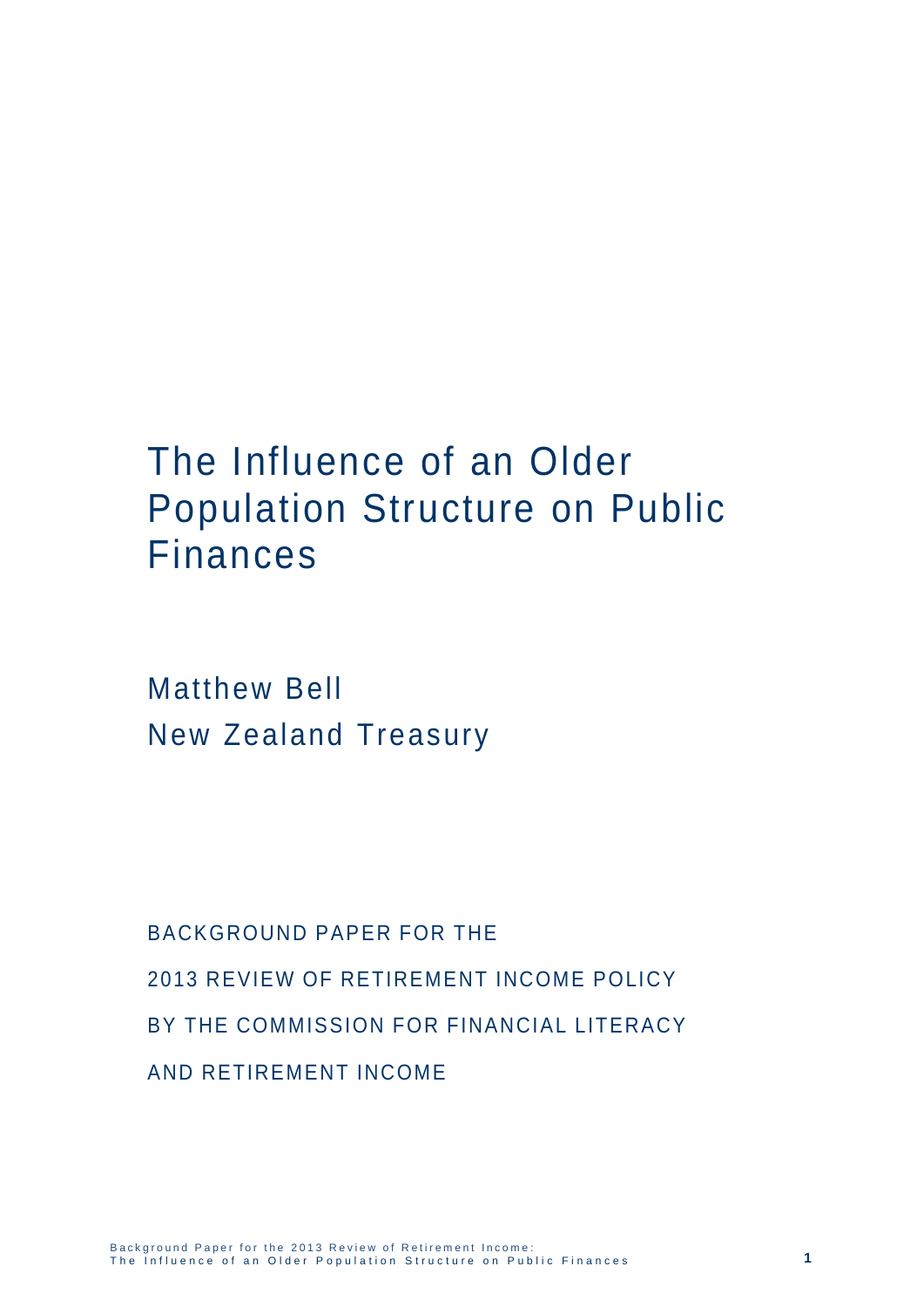# The Influence of an Older Population Structure on Public Finances

Matthew Bell

New Zealand Treasury

BACKGROUND PAPER FOR THE

2013 REVIEW OF RETIREMENT INCOME POLICY

BY THE COMMISSION FOR FINANCIAL LITERACY

AND RETIREMENT INCOME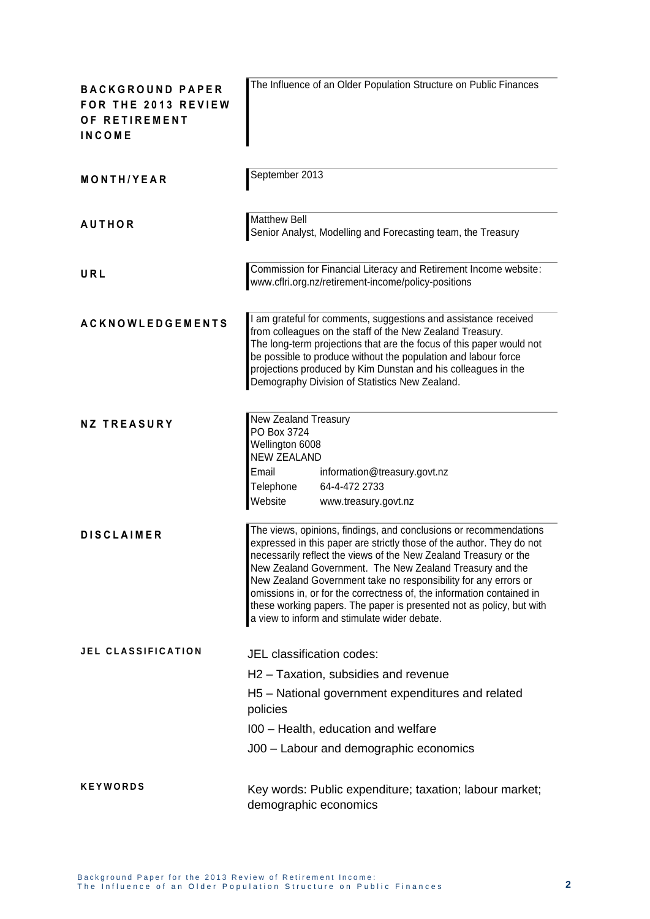| | |
|---|---|
| **BACKGROUND PAPER FOR THE 2013 REVIEW OF RETIREMENT INCOME** | The Influence of an Older Population Structure on Public Finances |
| **MONTH/YEAR** | September 2013 |
| **AUTHOR** | Matthew Bell<br>Senior Analyst, Modelling and Forecasting team, the Treasury |
| **URL** | Commission for Financial Literacy and Retirement Income website: www.cflri.org.nz/retirement-income/policy-positions |
| **ACKNOWLEDGEMENTS** | I am grateful for comments, suggestions and assistance received from colleagues on the staff of the New Zealand Treasury. The long-term projections that are the focus of this paper would not be possible to produce without the population and labour force projections produced by Kim Dunstan and his colleagues in the Demography Division of Statistics New Zealand. |
| **NZ TREASURY** | New Zealand Treasury<br>PO Box 3724<br>Wellington 6008<br>NEW ZEALAND<br>Email information@treasury.govt.nz<br>Telephone 64-4-472 2733<br>Website www.treasury.govt.nz |
| **DISCLAIMER** | The views, opinions, findings, and conclusions or recommendations expressed in this paper are strictly those of the author. They do not necessarily reflect the views of the New Zealand Treasury or the New Zealand Government. The New Zealand Treasury and the New Zealand Government take no responsibility for any errors or omissions in, or for the correctness of, the information contained in these working papers. The paper is presented not as policy, but with a view to inform and stimulate wider debate. |
| **JEL CLASSIFICATION** | JEL classification codes:<br>H2 – Taxation, subsidies and revenue<br>H5 – National government expenditures and related policies<br>I00 – Health, education and welfare<br>J00 – Labour and demographic economics |
| **KEYWORDS** | Key words: Public expenditure; taxation; labour market; demographic economics |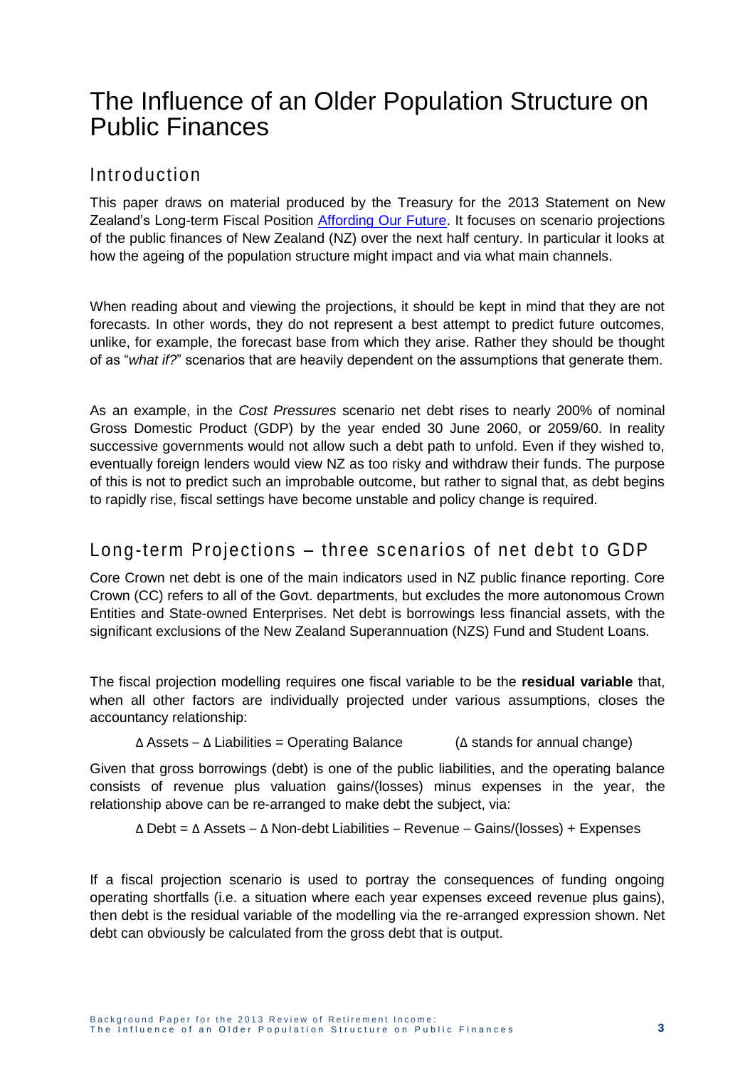# The Influence of an Older Population Structure on Public Finances

## Introduction

This paper draws on material produced by the Treasury for the 2013 Statement on New Zealand's Long-term Fiscal Position [Affording Our Future](). It focuses on scenario projections of the public finances of New Zealand (NZ) over the next half century. In particular it looks at how the ageing of the population structure might impact and via what main channels.

When reading about and viewing the projections, it should be kept in mind that they are not forecasts. In other words, they do not represent a best attempt to predict future outcomes, unlike, for example, the forecast base from which they arise. Rather they should be thought of as "*what if?*" scenarios that are heavily dependent on the assumptions that generate them.

As an example, in the *Cost Pressures* scenario net debt rises to nearly 200% of nominal Gross Domestic Product (GDP) by the year ended 30 June 2060, or 2059/60. In reality successive governments would not allow such a debt path to unfold. Even if they wished to, eventually foreign lenders would view NZ as too risky and withdraw their funds. The purpose of this is not to predict such an improbable outcome, but rather to signal that, as debt begins to rapidly rise, fiscal settings have become unstable and policy change is required.

## Long-term Projections – three scenarios of net debt to GDP

Core Crown net debt is one of the main indicators used in NZ public finance reporting. Core Crown (CC) refers to all of the Govt. departments, but excludes the more autonomous Crown Entities and State-owned Enterprises. Net debt is borrowings less financial assets, with the significant exclusions of the New Zealand Superannuation (NZS) Fund and Student Loans.

The fiscal projection modelling requires one fiscal variable to be the **residual variable** that, when all other factors are individually projected under various assumptions, closes the accountancy relationship:

$$\Delta \text{ Assets} - \Delta \text{ Liabilities} = \text{Operating Balance} \qquad (\Delta \text{ stands for annual change})$$

Given that gross borrowings (debt) is one of the public liabilities, and the operating balance consists of revenue plus valuation gains/(losses) minus expenses in the year, the relationship above can be re-arranged to make debt the subject, via:

$$\Delta \text{ Debt} = \Delta \text{ Assets} - \Delta \text{ Non-debt Liabilities} - \text{Revenue} - \text{Gains/(losses)} + \text{Expenses}$$

If a fiscal projection scenario is used to portray the consequences of funding ongoing operating shortfalls (i.e. a situation where each year expenses exceed revenue plus gains), then debt is the residual variable of the modelling via the re-arranged expression shown. Net debt can obviously be calculated from the gross debt that is output.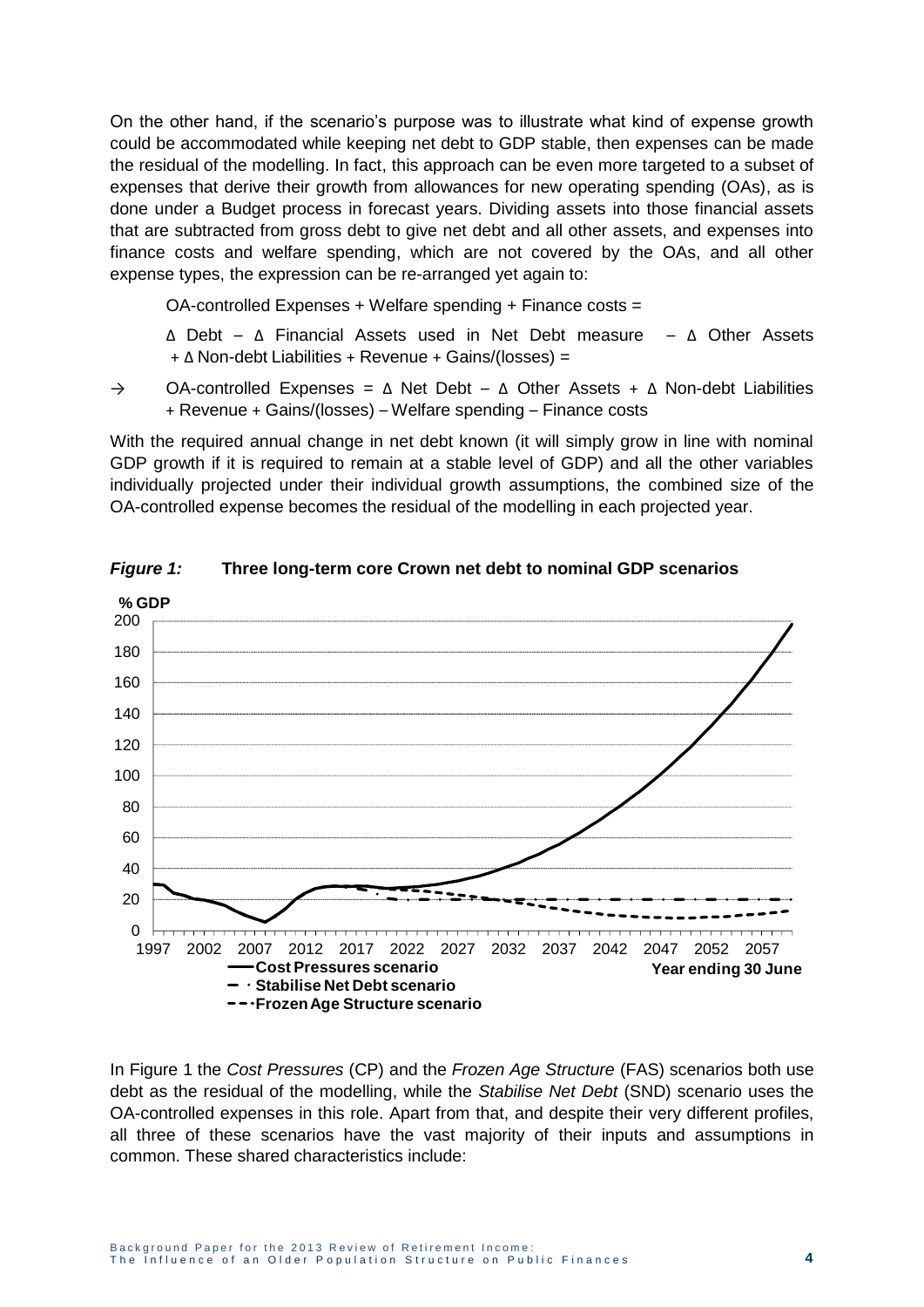On the other hand, if the scenario's purpose was to illustrate what kind of expense growth could be accommodated while keeping net debt to GDP stable, then expenses can be made the residual of the modelling. In fact, this approach can be even more targeted to a subset of expenses that derive their growth from allowances for new operating spending (OAs), as is done under a Budget process in forecast years. Dividing assets into those financial assets that are subtracted from gross debt to give net debt and all other assets, and expenses into finance costs and welfare spending, which are not covered by the OAs, and all other expense types, the expression can be re-arranged yet again to:

OA-controlled Expenses + Welfare spending + Finance costs =

Δ Debt – Δ Financial Assets used in Net Debt measure – Δ Other Assets + Δ Non-debt Liabilities + Revenue + Gains/(losses) =

→ OA-controlled Expenses = Δ Net Debt – Δ Other Assets + Δ Non-debt Liabilities + Revenue + Gains/(losses) – Welfare spending – Finance costs

With the required annual change in net debt known (it will simply grow in line with nominal GDP growth if it is required to remain at a stable level of GDP) and all the other variables individually projected under their individual growth assumptions, the combined size of the OA-controlled expense becomes the residual of the modelling in each projected year.

***Figure 1:*** **Three long-term core Crown net debt to nominal GDP scenarios**

% GDP
200
180
160
140
120
100
80
60
40
20
0
1997 2002 2007 2012 2017 2022 2027 2032 2037 2042 2047 2052 2057
Year ending 30 June
Cost Pressures scenario
Stabilise Net Debt scenario
Frozen Age Structure scenario

In Figure 1 the *Cost Pressures* (CP) and the *Frozen Age Structure* (FAS) scenarios both use debt as the residual of the modelling, while the *Stabilise Net Debt* (SND) scenario uses the OA-controlled expenses in this role. Apart from that, and despite their very different profiles, all three of these scenarios have the vast majority of their inputs and assumptions in common. These shared characteristics include: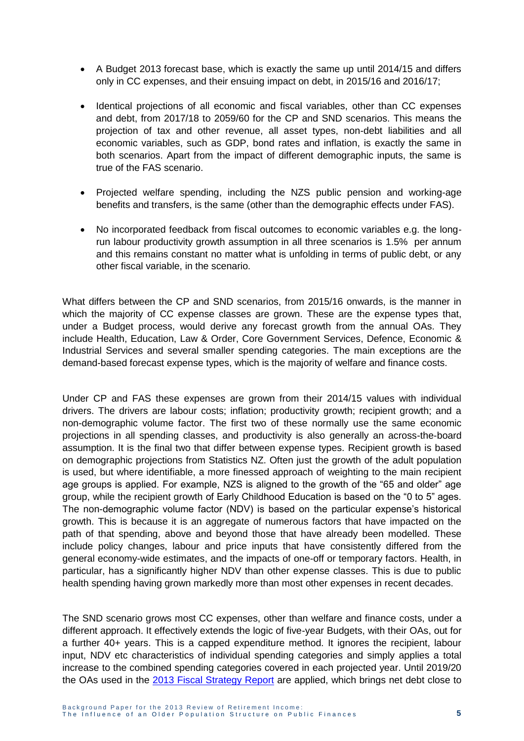- A Budget 2013 forecast base, which is exactly the same up until 2014/15 and differs only in CC expenses, and their ensuing impact on debt, in 2015/16 and 2016/17;

- Identical projections of all economic and fiscal variables, other than CC expenses and debt, from 2017/18 to 2059/60 for the CP and SND scenarios. This means the projection of tax and other revenue, all asset types, non-debt liabilities and all economic variables, such as GDP, bond rates and inflation, is exactly the same in both scenarios. Apart from the impact of different demographic inputs, the same is true of the FAS scenario.

- Projected welfare spending, including the NZS public pension and working-age benefits and transfers, is the same (other than the demographic effects under FAS).

- No incorporated feedback from fiscal outcomes to economic variables e.g. the long-run labour productivity growth assumption in all three scenarios is 1.5% per annum and this remains constant no matter what is unfolding in terms of public debt, or any other fiscal variable, in the scenario.

What differs between the CP and SND scenarios, from 2015/16 onwards, is the manner in which the majority of CC expense classes are grown. These are the expense types that, under a Budget process, would derive any forecast growth from the annual OAs. They include Health, Education, Law & Order, Core Government Services, Defence, Economic & Industrial Services and several smaller spending categories. The main exceptions are the demand-based forecast expense types, which is the majority of welfare and finance costs.

Under CP and FAS these expenses are grown from their 2014/15 values with individual drivers. The drivers are labour costs; inflation; productivity growth; recipient growth; and a non-demographic volume factor. The first two of these normally use the same economic projections in all spending classes, and productivity is also generally an across-the-board assumption. It is the final two that differ between expense types. Recipient growth is based on demographic projections from Statistics NZ. Often just the growth of the adult population is used, but where identifiable, a more finessed approach of weighting to the main recipient age groups is applied. For example, NZS is aligned to the growth of the "65 and older" age group, while the recipient growth of Early Childhood Education is based on the "0 to 5" ages. The non-demographic volume factor (NDV) is based on the particular expense's historical growth. This is because it is an aggregate of numerous factors that have impacted on the path of that spending, above and beyond those that have already been modelled. These include policy changes, labour and price inputs that have consistently differed from the general economy-wide estimates, and the impacts of one-off or temporary factors. Health, in particular, has a significantly higher NDV than other expense classes. This is due to public health spending having grown markedly more than most other expenses in recent decades.

The SND scenario grows most CC expenses, other than welfare and finance costs, under a different approach. It effectively extends the logic of five-year Budgets, with their OAs, out for a further 40+ years. This is a capped expenditure method. It ignores the recipient, labour input, NDV etc characteristics of individual spending categories and simply applies a total increase to the combined spending categories covered in each projected year. Until 2019/20 the OAs used in the 2013 Fiscal Strategy Report are applied, which brings net debt close to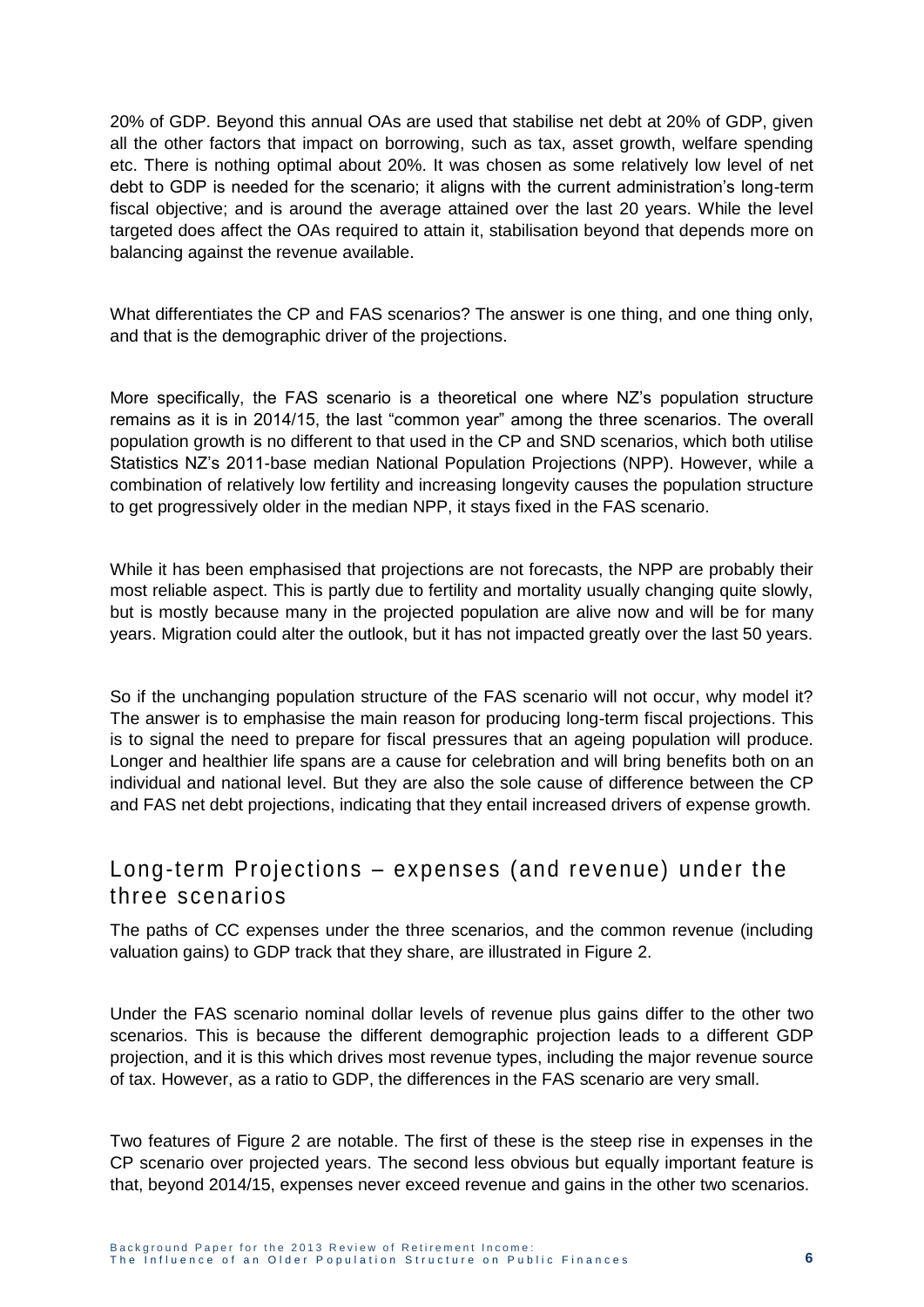20% of GDP. Beyond this annual OAs are used that stabilise net debt at 20% of GDP, given all the other factors that impact on borrowing, such as tax, asset growth, welfare spending etc. There is nothing optimal about 20%. It was chosen as some relatively low level of net debt to GDP is needed for the scenario; it aligns with the current administration's long-term fiscal objective; and is around the average attained over the last 20 years. While the level targeted does affect the OAs required to attain it, stabilisation beyond that depends more on balancing against the revenue available.

What differentiates the CP and FAS scenarios? The answer is one thing, and one thing only, and that is the demographic driver of the projections.

More specifically, the FAS scenario is a theoretical one where NZ's population structure remains as it is in 2014/15, the last "common year" among the three scenarios. The overall population growth is no different to that used in the CP and SND scenarios, which both utilise Statistics NZ's 2011-base median National Population Projections (NPP). However, while a combination of relatively low fertility and increasing longevity causes the population structure to get progressively older in the median NPP, it stays fixed in the FAS scenario.

While it has been emphasised that projections are not forecasts, the NPP are probably their most reliable aspect. This is partly due to fertility and mortality usually changing quite slowly, but is mostly because many in the projected population are alive now and will be for many years. Migration could alter the outlook, but it has not impacted greatly over the last 50 years.

So if the unchanging population structure of the FAS scenario will not occur, why model it? The answer is to emphasise the main reason for producing long-term fiscal projections. This is to signal the need to prepare for fiscal pressures that an ageing population will produce. Longer and healthier life spans are a cause for celebration and will bring benefits both on an individual and national level. But they are also the sole cause of difference between the CP and FAS net debt projections, indicating that they entail increased drivers of expense growth.

## Long-term Projections – expenses (and revenue) under the three scenarios

The paths of CC expenses under the three scenarios, and the common revenue (including valuation gains) to GDP track that they share, are illustrated in Figure 2.

Under the FAS scenario nominal dollar levels of revenue plus gains differ to the other two scenarios. This is because the different demographic projection leads to a different GDP projection, and it is this which drives most revenue types, including the major revenue source of tax. However, as a ratio to GDP, the differences in the FAS scenario are very small.

Two features of Figure 2 are notable. The first of these is the steep rise in expenses in the CP scenario over projected years. The second less obvious but equally important feature is that, beyond 2014/15, expenses never exceed revenue and gains in the other two scenarios.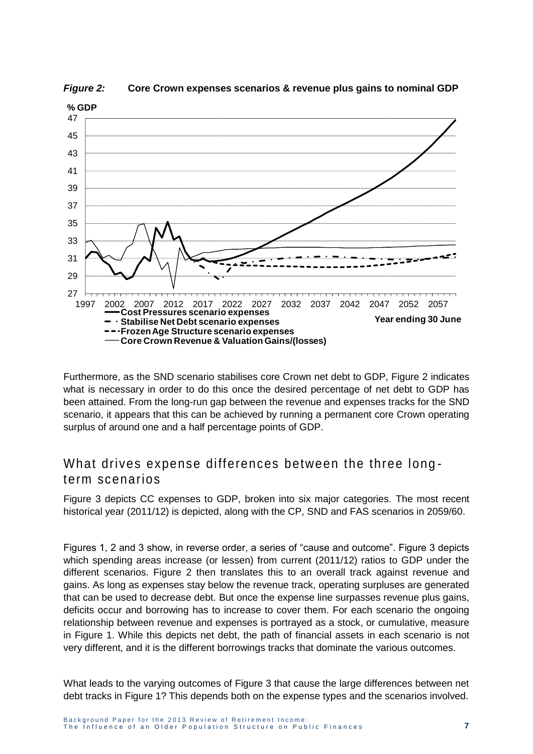*Figure 2:* **Core Crown expenses scenarios & revenue plus gains to nominal GDP**

**% GDP**

47
45
43
41
39
37
35
33
31
29
27

1997 2002 2007 2012 2017 2022 2027 2032 2037 2042 2047 2052 2057

**Cost Pressures scenario expenses**
**Stabilise Net Debt scenario expenses**
**Frozen Age Structure scenario expenses**
**Core Crown Revenue & Valuation Gains/(losses)**

**Year ending 30 June**

Furthermore, as the SND scenario stabilises core Crown net debt to GDP, Figure 2 indicates what is necessary in order to do this once the desired percentage of net debt to GDP has been attained. From the long-run gap between the revenue and expenses tracks for the SND scenario, it appears that this can be achieved by running a permanent core Crown operating surplus of around one and a half percentage points of GDP.

## What drives expense differences between the three long-term scenarios

Figure 3 depicts CC expenses to GDP, broken into six major categories. The most recent historical year (2011/12) is depicted, along with the CP, SND and FAS scenarios in 2059/60.

Figures 1, 2 and 3 show, in reverse order, a series of "cause and outcome". Figure 3 depicts which spending areas increase (or lessen) from current (2011/12) ratios to GDP under the different scenarios. Figure 2 then translates this to an overall track against revenue and gains. As long as expenses stay below the revenue track, operating surpluses are generated that can be used to decrease debt. But once the expense line surpasses revenue plus gains, deficits occur and borrowing has to increase to cover them. For each scenario the ongoing relationship between revenue and expenses is portrayed as a stock, or cumulative, measure in Figure 1. While this depicts net debt, the path of financial assets in each scenario is not very different, and it is the different borrowings tracks that dominate the various outcomes.

What leads to the varying outcomes of Figure 3 that cause the large differences between net debt tracks in Figure 1? This depends both on the expense types and the scenarios involved.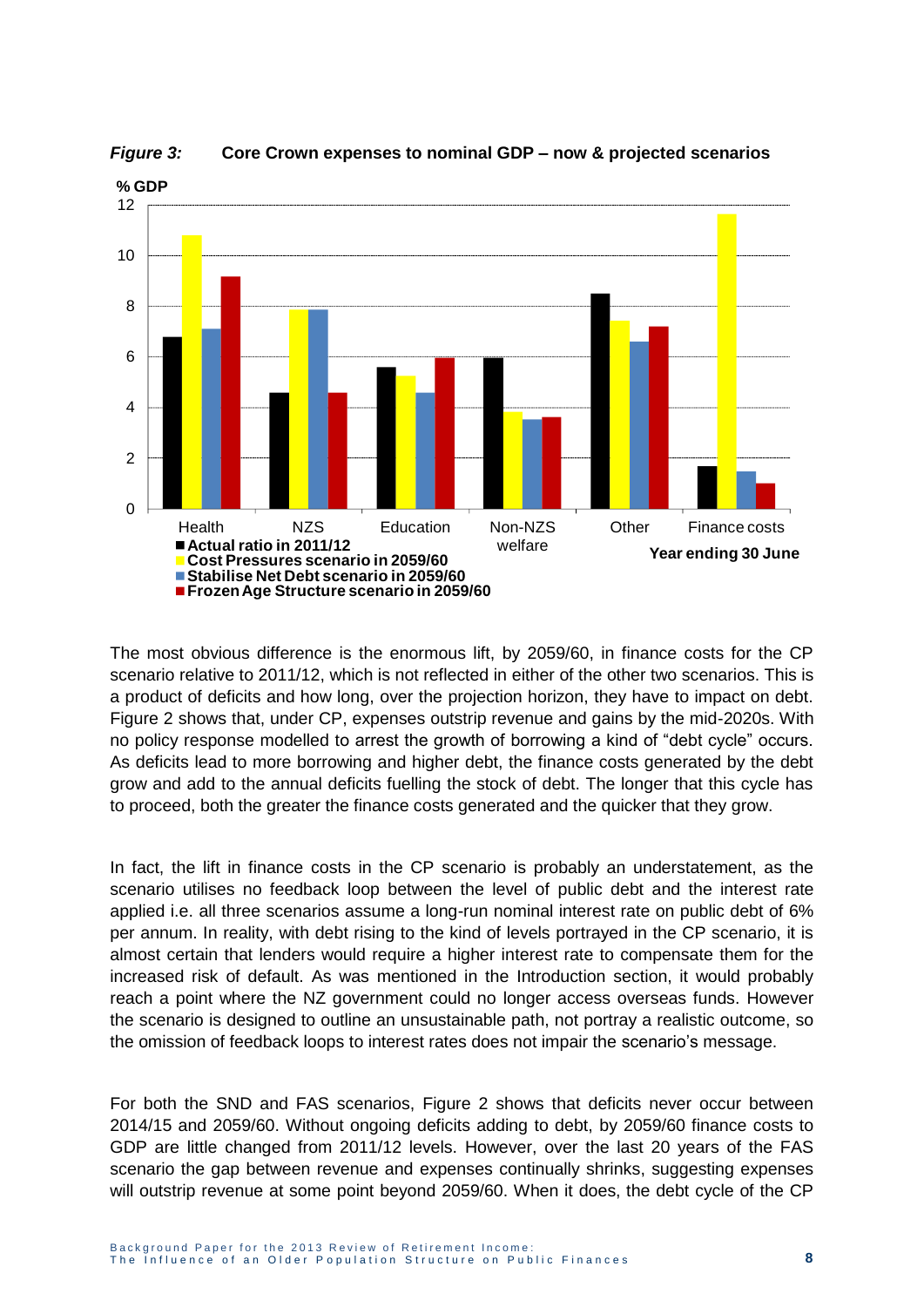*Figure 3:* **Core Crown expenses to nominal GDP – now & projected scenarios**

% GDP

12

10

8

6

4

2

0

Health

NZS

Education

Non-NZS welfare

Other

Finance costs

Actual ratio in 2011/12

Cost Pressures scenario in 2059/60

Stabilise Net Debt scenario in 2059/60

Frozen Age Structure scenario in 2059/60

Year ending 30 June

The most obvious difference is the enormous lift, by 2059/60, in finance costs for the CP scenario relative to 2011/12, which is not reflected in either of the other two scenarios. This is a product of deficits and how long, over the projection horizon, they have to impact on debt. Figure 2 shows that, under CP, expenses outstrip revenue and gains by the mid-2020s. With no policy response modelled to arrest the growth of borrowing a kind of "debt cycle" occurs. As deficits lead to more borrowing and higher debt, the finance costs generated by the debt grow and add to the annual deficits fuelling the stock of debt. The longer that this cycle has to proceed, both the greater the finance costs generated and the quicker that they grow.

In fact, the lift in finance costs in the CP scenario is probably an understatement, as the scenario utilises no feedback loop between the level of public debt and the interest rate applied i.e. all three scenarios assume a long-run nominal interest rate on public debt of 6% per annum. In reality, with debt rising to the kind of levels portrayed in the CP scenario, it is almost certain that lenders would require a higher interest rate to compensate them for the increased risk of default. As was mentioned in the Introduction section, it would probably reach a point where the NZ government could no longer access overseas funds. However the scenario is designed to outline an unsustainable path, not portray a realistic outcome, so the omission of feedback loops to interest rates does not impair the scenario's message.

For both the SND and FAS scenarios, Figure 2 shows that deficits never occur between 2014/15 and 2059/60. Without ongoing deficits adding to debt, by 2059/60 finance costs to GDP are little changed from 2011/12 levels. However, over the last 20 years of the FAS scenario the gap between revenue and expenses continually shrinks, suggesting expenses will outstrip revenue at some point beyond 2059/60. When it does, the debt cycle of the CP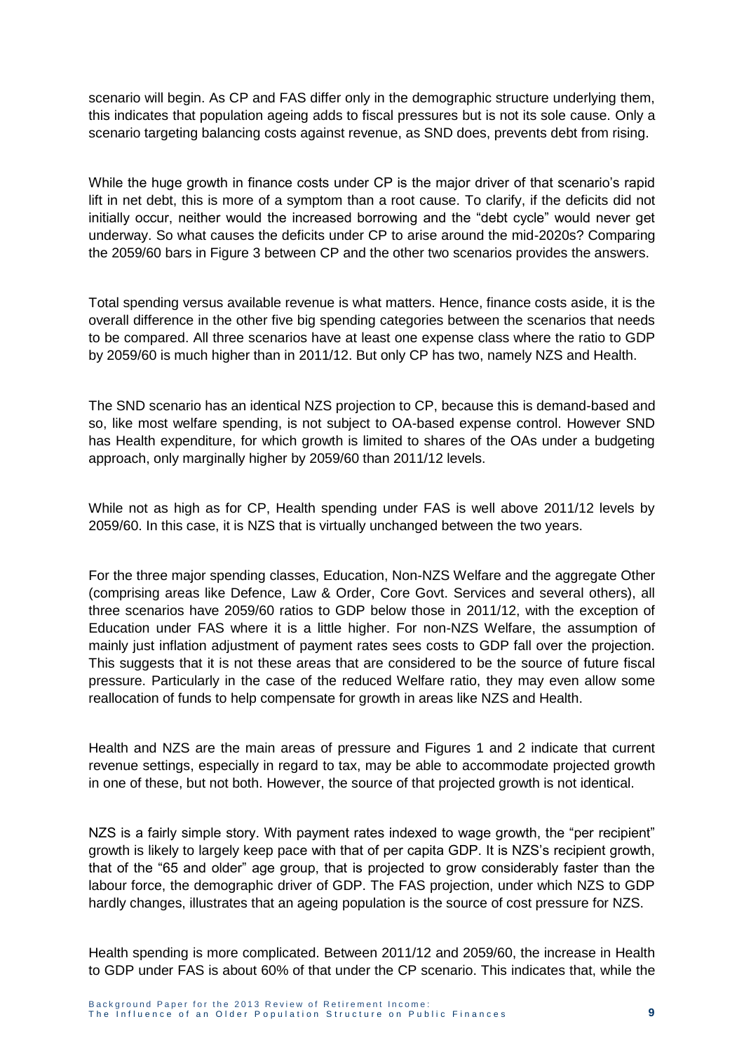scenario will begin. As CP and FAS differ only in the demographic structure underlying them, this indicates that population ageing adds to fiscal pressures but is not its sole cause. Only a scenario targeting balancing costs against revenue, as SND does, prevents debt from rising.

While the huge growth in finance costs under CP is the major driver of that scenario's rapid lift in net debt, this is more of a symptom than a root cause. To clarify, if the deficits did not initially occur, neither would the increased borrowing and the "debt cycle" would never get underway. So what causes the deficits under CP to arise around the mid-2020s? Comparing the 2059/60 bars in Figure 3 between CP and the other two scenarios provides the answers.

Total spending versus available revenue is what matters. Hence, finance costs aside, it is the overall difference in the other five big spending categories between the scenarios that needs to be compared. All three scenarios have at least one expense class where the ratio to GDP by 2059/60 is much higher than in 2011/12. But only CP has two, namely NZS and Health.

The SND scenario has an identical NZS projection to CP, because this is demand-based and so, like most welfare spending, is not subject to OA-based expense control. However SND has Health expenditure, for which growth is limited to shares of the OAs under a budgeting approach, only marginally higher by 2059/60 than 2011/12 levels.

While not as high as for CP, Health spending under FAS is well above 2011/12 levels by 2059/60. In this case, it is NZS that is virtually unchanged between the two years.

For the three major spending classes, Education, Non-NZS Welfare and the aggregate Other (comprising areas like Defence, Law & Order, Core Govt. Services and several others), all three scenarios have 2059/60 ratios to GDP below those in 2011/12, with the exception of Education under FAS where it is a little higher. For non-NZS Welfare, the assumption of mainly just inflation adjustment of payment rates sees costs to GDP fall over the projection. This suggests that it is not these areas that are considered to be the source of future fiscal pressure. Particularly in the case of the reduced Welfare ratio, they may even allow some reallocation of funds to help compensate for growth in areas like NZS and Health.

Health and NZS are the main areas of pressure and Figures 1 and 2 indicate that current revenue settings, especially in regard to tax, may be able to accommodate projected growth in one of these, but not both. However, the source of that projected growth is not identical.

NZS is a fairly simple story. With payment rates indexed to wage growth, the "per recipient" growth is likely to largely keep pace with that of per capita GDP. It is NZS's recipient growth, that of the "65 and older" age group, that is projected to grow considerably faster than the labour force, the demographic driver of GDP. The FAS projection, under which NZS to GDP hardly changes, illustrates that an ageing population is the source of cost pressure for NZS.

Health spending is more complicated. Between 2011/12 and 2059/60, the increase in Health to GDP under FAS is about 60% of that under the CP scenario. This indicates that, while the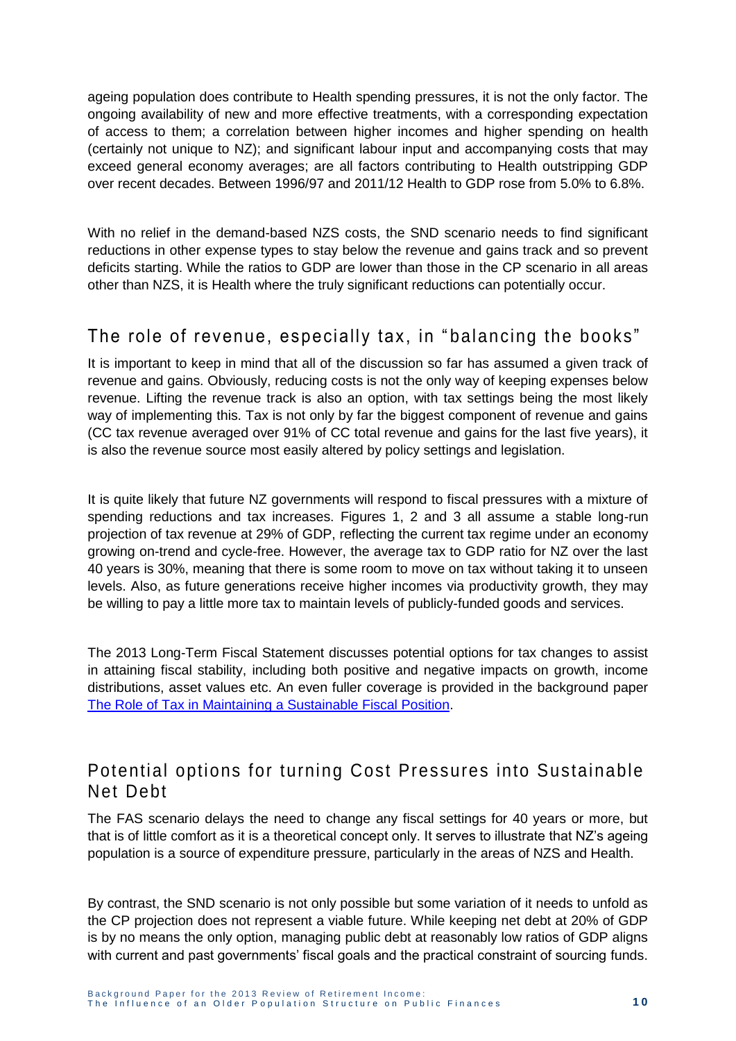ageing population does contribute to Health spending pressures, it is not the only factor. The ongoing availability of new and more effective treatments, with a corresponding expectation of access to them; a correlation between higher incomes and higher spending on health (certainly not unique to NZ); and significant labour input and accompanying costs that may exceed general economy averages; are all factors contributing to Health outstripping GDP over recent decades. Between 1996/97 and 2011/12 Health to GDP rose from 5.0% to 6.8%.

With no relief in the demand-based NZS costs, the SND scenario needs to find significant reductions in other expense types to stay below the revenue and gains track and so prevent deficits starting. While the ratios to GDP are lower than those in the CP scenario in all areas other than NZS, it is Health where the truly significant reductions can potentially occur.

## The role of revenue, especially tax, in "balancing the books"

It is important to keep in mind that all of the discussion so far has assumed a given track of revenue and gains. Obviously, reducing costs is not the only way of keeping expenses below revenue. Lifting the revenue track is also an option, with tax settings being the most likely way of implementing this. Tax is not only by far the biggest component of revenue and gains (CC tax revenue averaged over 91% of CC total revenue and gains for the last five years), it is also the revenue source most easily altered by policy settings and legislation.

It is quite likely that future NZ governments will respond to fiscal pressures with a mixture of spending reductions and tax increases. Figures 1, 2 and 3 all assume a stable long-run projection of tax revenue at 29% of GDP, reflecting the current tax regime under an economy growing on-trend and cycle-free. However, the average tax to GDP ratio for NZ over the last 40 years is 30%, meaning that there is some room to move on tax without taking it to unseen levels. Also, as future generations receive higher incomes via productivity growth, they may be willing to pay a little more tax to maintain levels of publicly-funded goods and services.

The 2013 Long-Term Fiscal Statement discusses potential options for tax changes to assist in attaining fiscal stability, including both positive and negative impacts on growth, income distributions, asset values etc. An even fuller coverage is provided in the background paper The Role of Tax in Maintaining a Sustainable Fiscal Position.

## Potential options for turning Cost Pressures into Sustainable Net Debt

The FAS scenario delays the need to change any fiscal settings for 40 years or more, but that is of little comfort as it is a theoretical concept only. It serves to illustrate that NZ's ageing population is a source of expenditure pressure, particularly in the areas of NZS and Health.

By contrast, the SND scenario is not only possible but some variation of it needs to unfold as the CP projection does not represent a viable future. While keeping net debt at 20% of GDP is by no means the only option, managing public debt at reasonably low ratios of GDP aligns with current and past governments' fiscal goals and the practical constraint of sourcing funds.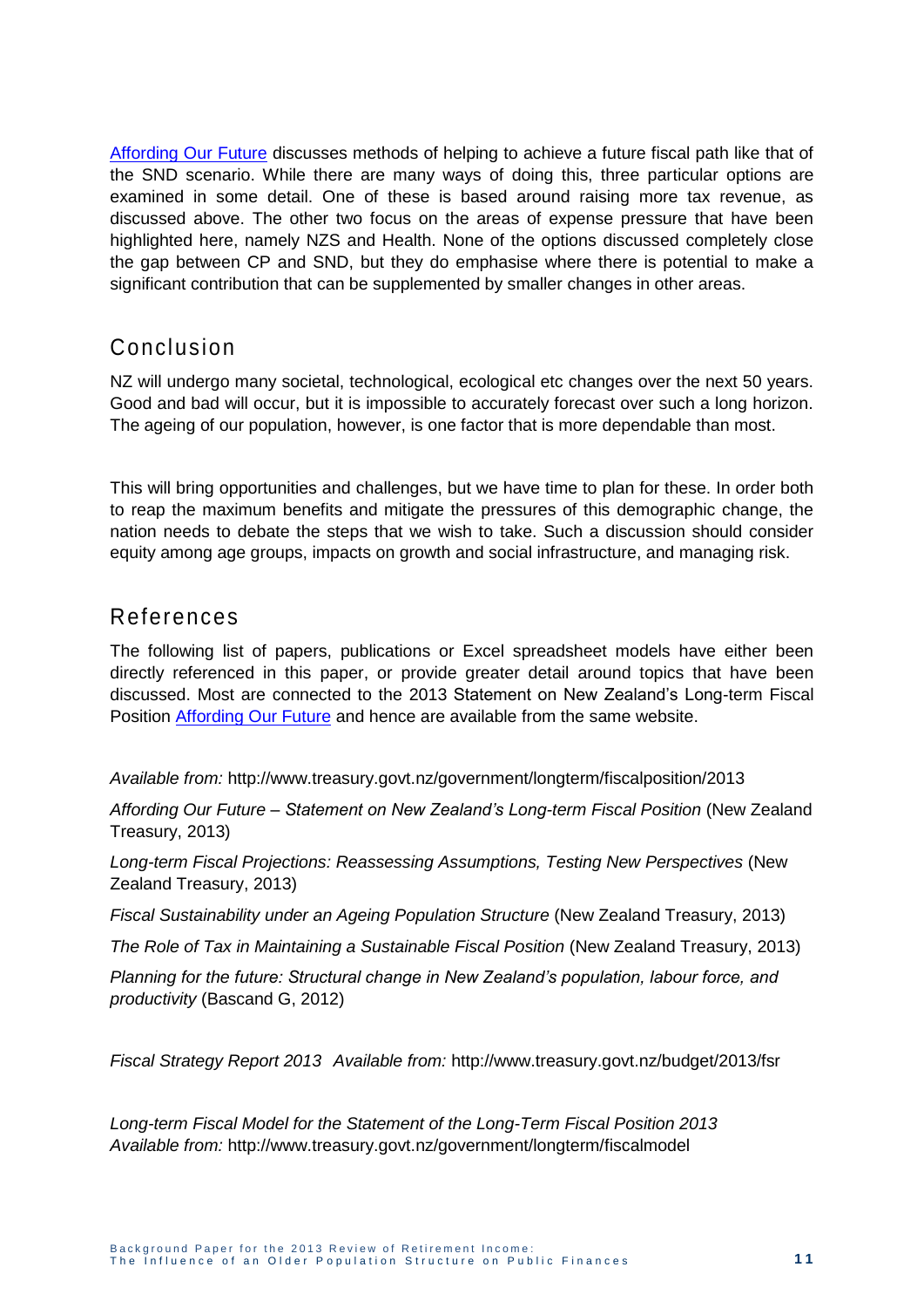[Affording Our Future](http://www.treasury.govt.nz/government/longterm/fiscalposition/2013) discusses methods of helping to achieve a future fiscal path like that of the SND scenario. While there are many ways of doing this, three particular options are examined in some detail. One of these is based around raising more tax revenue, as discussed above. The other two focus on the areas of expense pressure that have been highlighted here, namely NZS and Health. None of the options discussed completely close the gap between CP and SND, but they do emphasise where there is potential to make a significant contribution that can be supplemented by smaller changes in other areas.

## Conclusion

NZ will undergo many societal, technological, ecological etc changes over the next 50 years. Good and bad will occur, but it is impossible to accurately forecast over such a long horizon. The ageing of our population, however, is one factor that is more dependable than most.

This will bring opportunities and challenges, but we have time to plan for these. In order both to reap the maximum benefits and mitigate the pressures of this demographic change, the nation needs to debate the steps that we wish to take. Such a discussion should consider equity among age groups, impacts on growth and social infrastructure, and managing risk.

## References

The following list of papers, publications or Excel spreadsheet models have either been directly referenced in this paper, or provide greater detail around topics that have been discussed. Most are connected to the 2013 Statement on New Zealand's Long-term Fiscal Position [Affording Our Future](http://www.treasury.govt.nz/government/longterm/fiscalposition/2013) and hence are available from the same website.

*Available from:* http://www.treasury.govt.nz/government/longterm/fiscalposition/2013

*Affording Our Future – Statement on New Zealand's Long-term Fiscal Position* (New Zealand Treasury, 2013)

*Long-term Fiscal Projections: Reassessing Assumptions, Testing New Perspectives* (New Zealand Treasury, 2013)

*Fiscal Sustainability under an Ageing Population Structure* (New Zealand Treasury, 2013)

*The Role of Tax in Maintaining a Sustainable Fiscal Position* (New Zealand Treasury, 2013)

*Planning for the future: Structural change in New Zealand's population, labour force, and productivity* (Bascand G, 2012)

*Fiscal Strategy Report 2013 Available from:* http://www.treasury.govt.nz/budget/2013/fsr

*Long-term Fiscal Model for the Statement of the Long-Term Fiscal Position 2013*
*Available from:* http://www.treasury.govt.nz/government/longterm/fiscalmodel